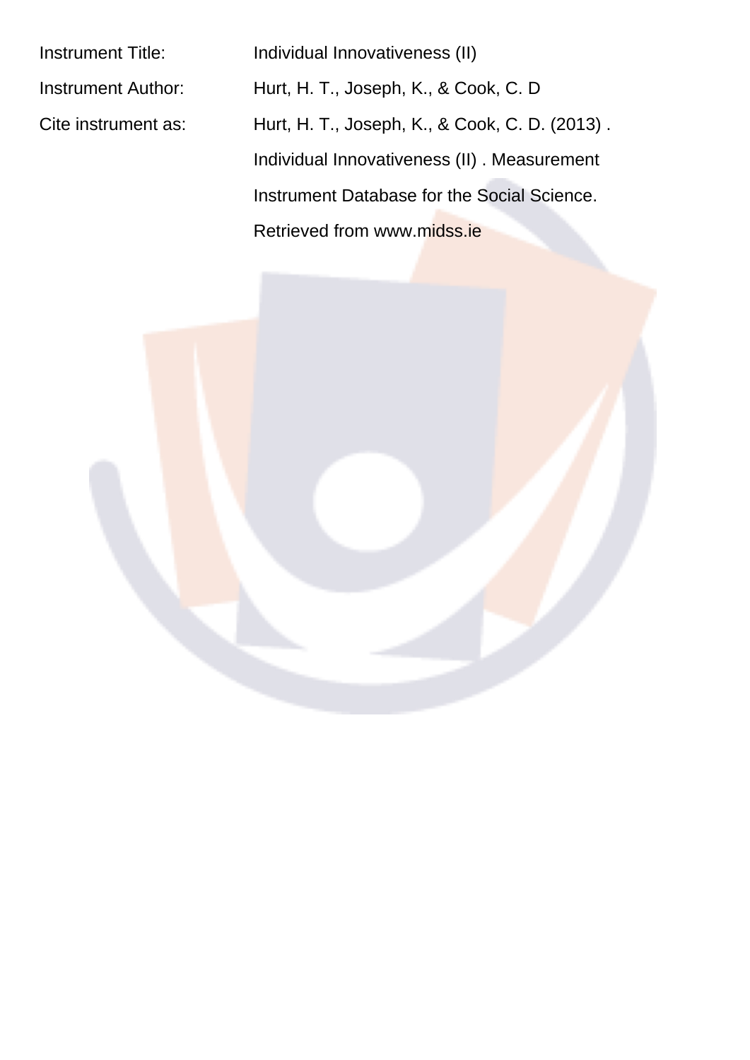| | |
|---|---|
| Instrument Title: | Individual Innovativeness (II) |
| Instrument Author: | Hurt, H. T., Joseph, K., & Cook, C. D |
| Cite instrument as: | Hurt, H. T., Joseph, K., & Cook, C. D. (2013) . Individual Innovativeness (II) . Measurement Instrument Database for the Social Science. Retrieved from www.midss.ie |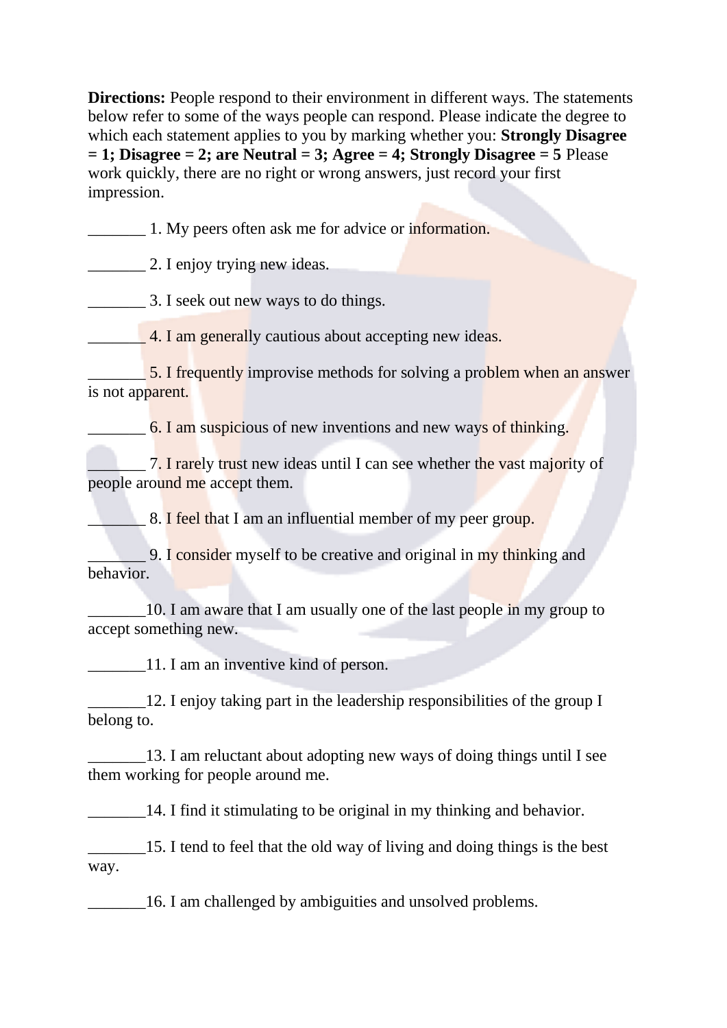**Directions:** People respond to their environment in different ways. The statements below refer to some of the ways people can respond. Please indicate the degree to which each statement applies to you by marking whether you: **Strongly Disagree = 1; Disagree = 2; are Neutral = 3; Agree = 4; Strongly Disagree = 5** Please work quickly, there are no right or wrong answers, just record your first impression.

_______ 1. My peers often ask me for advice or information.

_______ 2. I enjoy trying new ideas.

_______ 3. I seek out new ways to do things.

_______ 4. I am generally cautious about accepting new ideas.

_______ 5. I frequently improvise methods for solving a problem when an answer is not apparent.

_______ 6. I am suspicious of new inventions and new ways of thinking.

_______ 7. I rarely trust new ideas until I can see whether the vast majority of people around me accept them.

_______ 8. I feel that I am an influential member of my peer group.

_______ 9. I consider myself to be creative and original in my thinking and behavior.

_______10. I am aware that I am usually one of the last people in my group to accept something new.

_______11. I am an inventive kind of person.

_______12. I enjoy taking part in the leadership responsibilities of the group I belong to.

_______13. I am reluctant about adopting new ways of doing things until I see them working for people around me.

_______14. I find it stimulating to be original in my thinking and behavior.

_______15. I tend to feel that the old way of living and doing things is the best way.

_______16. I am challenged by ambiguities and unsolved problems.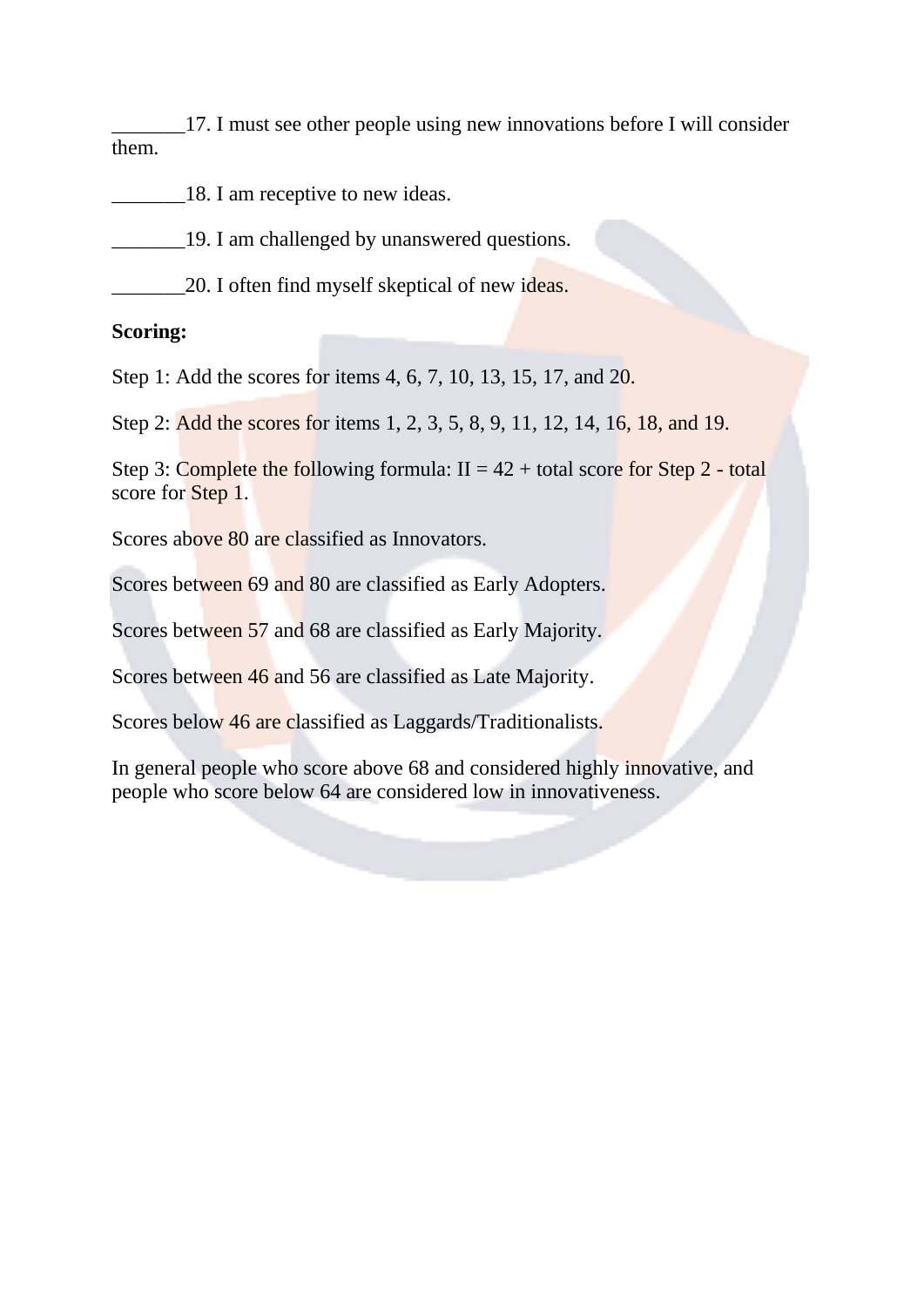_______17. I must see other people using new innovations before I will consider them.

_______18. I am receptive to new ideas.

_______19. I am challenged by unanswered questions.

_______20. I often find myself skeptical of new ideas.

**Scoring:**

Step 1: Add the scores for items 4, 6, 7, 10, 13, 15, 17, and 20.

Step 2: Add the scores for items 1, 2, 3, 5, 8, 9, 11, 12, 14, 16, 18, and 19.

Step 3: Complete the following formula: II = 42 + total score for Step 2 - total score for Step 1.

Scores above 80 are classified as Innovators.

Scores between 69 and 80 are classified as Early Adopters.

Scores between 57 and 68 are classified as Early Majority.

Scores between 46 and 56 are classified as Late Majority.

Scores below 46 are classified as Laggards/Traditionalists.

In general people who score above 68 and considered highly innovative, and people who score below 64 are considered low in innovativeness.